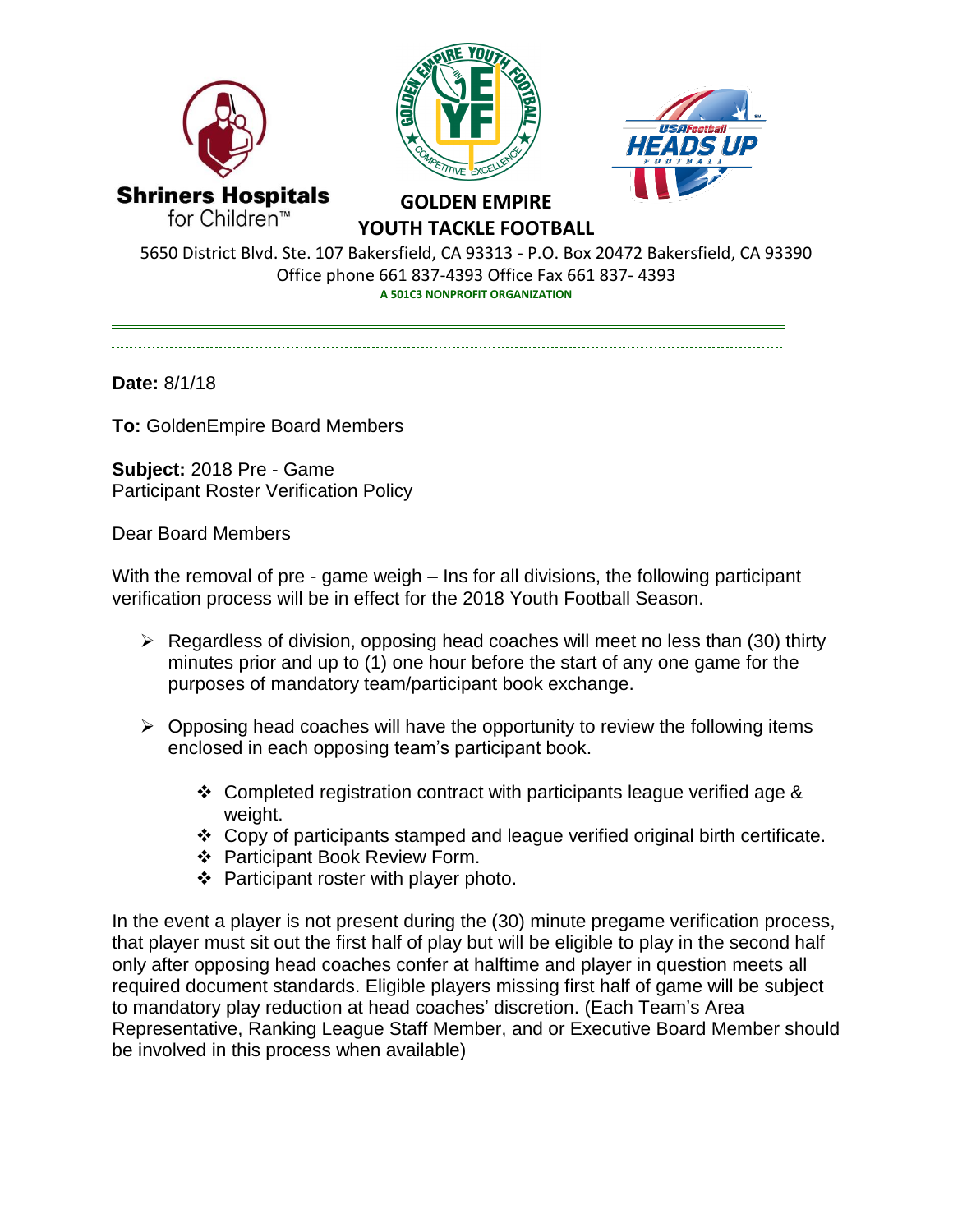Shriners Hospitals for Children™

**GOLDEN EMPIRE**
**YOUTH TACKLE FOOTBALL**

USA Football HEADS UP FOOTBALL

5650 District Blvd. Ste. 107 Bakersfield, CA 93313 - P.O. Box 20472 Bakersfield, CA 93390
Office phone 661 837-4393 Office Fax 661 837- 4393
A 501C3 NONPROFIT ORGANIZATION

---

**Date:** 8/1/18

**To:** GoldenEmpire Board Members

**Subject:** 2018 Pre - Game
Participant Roster Verification Policy

Dear Board Members

With the removal of pre - game weigh – Ins for all divisions, the following participant verification process will be in effect for the 2018 Youth Football Season.

- Regardless of division, opposing head coaches will meet no less than (30) thirty minutes prior and up to (1) one hour before the start of any one game for the purposes of mandatory team/participant book exchange.

- Opposing head coaches will have the opportunity to review the following items enclosed in each opposing team's participant book.

    - Completed registration contract with participants league verified age & weight.
    - Copy of participants stamped and league verified original birth certificate.
    - Participant Book Review Form.
    - Participant roster with player photo.

In the event a player is not present during the (30) minute pregame verification process, that player must sit out the first half of play but will be eligible to play in the second half only after opposing head coaches confer at halftime and player in question meets all required document standards. Eligible players missing first half of game will be subject to mandatory play reduction at head coaches' discretion. (Each Team's Area Representative, Ranking League Staff Member, and or Executive Board Member should be involved in this process when available)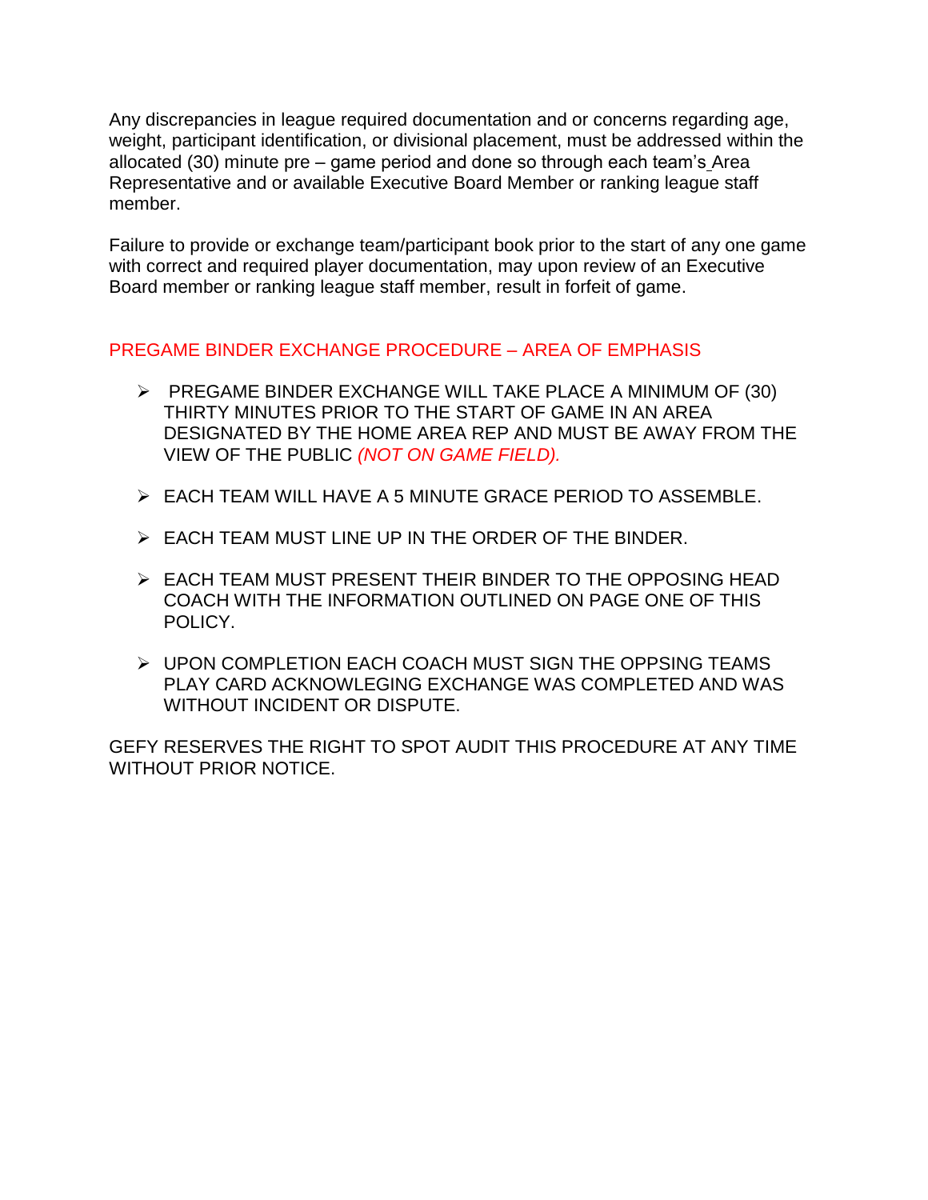Any discrepancies in league required documentation and or concerns regarding age, weight, participant identification, or divisional placement, must be addressed within the allocated (30) minute pre – game period and done so through each team's Area Representative and or available Executive Board Member or ranking league staff member.

Failure to provide or exchange team/participant book prior to the start of any one game with correct and required player documentation, may upon review of an Executive Board member or ranking league staff member, result in forfeit of game.

## PREGAME BINDER EXCHANGE PROCEDURE – AREA OF EMPHASIS

- PREGAME BINDER EXCHANGE WILL TAKE PLACE A MINIMUM OF (30) THIRTY MINUTES PRIOR TO THE START OF GAME IN AN AREA DESIGNATED BY THE HOME AREA REP AND MUST BE AWAY FROM THE VIEW OF THE PUBLIC *(NOT ON GAME FIELD).*
- EACH TEAM WILL HAVE A 5 MINUTE GRACE PERIOD TO ASSEMBLE.
- EACH TEAM MUST LINE UP IN THE ORDER OF THE BINDER.
- EACH TEAM MUST PRESENT THEIR BINDER TO THE OPPOSING HEAD COACH WITH THE INFORMATION OUTLINED ON PAGE ONE OF THIS POLICY.
- UPON COMPLETION EACH COACH MUST SIGN THE OPPSING TEAMS PLAY CARD ACKNOWLEGING EXCHANGE WAS COMPLETED AND WAS WITHOUT INCIDENT OR DISPUTE.

GEFY RESERVES THE RIGHT TO SPOT AUDIT THIS PROCEDURE AT ANY TIME WITHOUT PRIOR NOTICE.